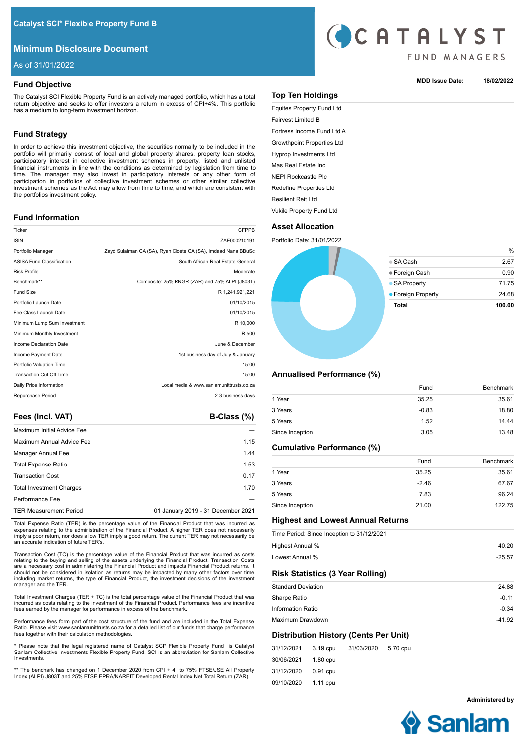# Catalyst SCI* Flexible Property Fund B

## Minimum Disclosure Document

As of 31/01/2022

MDD Issue Date: 18/02/2022

## Fund Objective

The Catalyst SCI Flexible Property Fund is an actively managed portfolio, which has a total return objective and seeks to offer investors a return in excess of CPI+4%. This portfolio has a medium to long-term investment horizon.

## Fund Strategy

In order to achieve this investment objective, the securities normally to be included in the portfolio will primarily consist of local and global property shares, property loan stocks, participatory interest in collective investment schemes in property, listed and unlisted financial instruments in line with the conditions as determined by legislation from time to time. The manager may also invest in participatory interests or any other form of participation in portfolios of collective investment schemes or other similar collective investment schemes as the Act may allow from time to time, and which are consistent with the portfolios investment policy.

## Fund Information

| | |
|---|---|
| Ticker | CFPPB |
| ISIN | ZAE000210191 |
| Portfolio Manager | Zayd Sulaiman CA (SA), Ryan Cloete CA (SA), Imdaad Nana BBuSc |
| ASISA Fund Classification | South African-Real Estate-General |
| Risk Profile | Moderate |
| Benchmark** | Composite: 25% RNGR (ZAR) and 75% ALPI (J803T) |
| Fund Size | R 1,241,921,221 |
| Portfolio Launch Date | 01/10/2015 |
| Fee Class Launch Date | 01/10/2015 |
| Minimum Lump Sum Investment | R 10,000 |
| Minimum Monthly Investment | R 500 |
| Income Declaration Date | June & December |
| Income Payment Date | 1st business day of July & January |
| Portfolio Valuation Time | 15:00 |
| Transaction Cut Off Time | 15:00 |
| Daily Price Information | Local media & www.sanlamunittrusts.co.za |
| Repurchase Period | 2-3 business days |

## Fees (Incl. VAT)

| Fees (Incl. VAT) | B-Class (%) |
|---|---|
| Maximum Initial Advice Fee | — |
| Maximum Annual Advice Fee | 1.15 |
| Manager Annual Fee | 1.44 |
| Total Expense Ratio | 1.53 |
| Transaction Cost | 0.17 |
| Total Investment Charges | 1.70 |
| Performance Fee | — |
| TER Measurement Period | 01 January 2019 - 31 December 2021 |

Total Expense Ratio (TER) is the percentage value of the Financial Product that was incurred as expenses relating to the administration of the Financial Product. A higher TER does not necessarily imply a poor return, nor does a low TER imply a good return. The current TER may not necessarily be an accurate indication of future TER's.

Transaction Cost (TC) is the percentage value of the Financial Product that was incurred as costs relating to the buying and selling of the assets underlying the Financial Product. Transaction Costs are a necessary cost in administering the Financial Product and impacts Financial Product returns. It should not be considered in isolation as returns may be impacted by many other factors over time including market returns, the type of Financial Product, the investment decisions of the investment manager and the TER.

Total Investment Charges (TER + TC) is the total percentage value of the Financial Product that was incurred as costs relating to the investment of the Financial Product. Performance fees are incentive fees earned by the manager for performance in excess of the benchmark.

Performance fees form part of the cost structure of the fund and are included in the Total Expense Ratio. Please visit www.sanlamunittrusts.co.za for a detailed list of our funds that charge performance fees together with their calculation methodologies.

* Please note that the legal registered name of Catalyst SCI* Flexible Property Fund is Catalyst Sanlam Collective Investments Flexible Property Fund. SCI is an abbreviation for Sanlam Collective Investments.

** The benchark has changed on 1 December 2020 from CPI + 4 to 75% FTSE/JSE All Property Index (ALPI) J803T and 25% FTSE EPRA/NAREIT Developed Rental Index Net Total Return (ZAR).

## Top Ten Holdings

- Equites Property Fund Ltd
- Fairvest Limited B
- Fortress Income Fund Ltd A
- Growthpoint Properties Ltd
- Hyprop Investments Ltd
- Mas Real Estate Inc
- NEPI Rockcastle Plc
- Redefine Properties Ltd
- Resilient Reit Ltd
- Vukile Property Fund Ltd

## Asset Allocation

Portfolio Date: 31/01/2022

| | % |
|---|---|
| SA Cash | 2.67 |
| Foreign Cash | 0.90 |
| SA Property | 71.75 |
| Foreign Property | 24.68 |
| **Total** | **100.00** |

## Annualised Performance (%)

| | Fund | Benchmark |
|---|---|---|
| 1 Year | 35.25 | 35.61 |
| 3 Years | -0.83 | 18.80 |
| 5 Years | 1.52 | 14.44 |
| Since Inception | 3.05 | 13.48 |

## Cumulative Performance (%)

| | Fund | Benchmark |
|---|---|---|
| 1 Year | 35.25 | 35.61 |
| 3 Years | -2.46 | 67.67 |
| 5 Years | 7.83 | 96.24 |
| Since Inception | 21.00 | 122.75 |

## Highest and Lowest Annual Returns

| Time Period: Since Inception to 31/12/2021 | |
|---|---|
| Highest Annual % | 40.20 |
| Lowest Annual % | -25.57 |

## Risk Statistics (3 Year Rolling)

| | |
|---|---|
| Standard Deviation | 24.88 |
| Sharpe Ratio | -0.11 |
| Information Ratio | -0.34 |
| Maximum Drawdown | -41.92 |

## Distribution History (Cents Per Unit)

| | | | |
|---|---|---|---|
| 31/12/2021 | 3.19 cpu | 31/03/2020 | 5.70 cpu |
| 30/06/2021 | 1.80 cpu | | |
| 31/12/2020 | 0.91 cpu | | |
| 09/10/2020 | 1.11 cpu | | |

Administered by Sanlam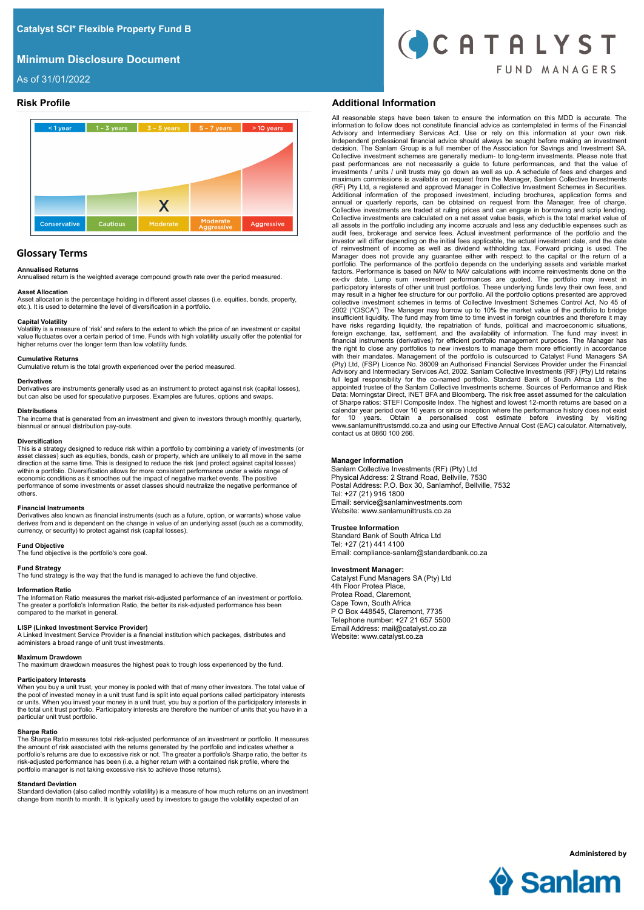# Catalyst SCI* Flexible Property Fund B

## Minimum Disclosure Document

As of 31/01/2022

CATALYST FUND MANAGERS

## Risk Profile

< 1 year | 1 - 3 years | 3 - 5 years | 5 - 7 years | > 10 years

X

Conservative | Cautious | Moderate | Moderate Aggressive | Aggressive

## Glossary Terms

**Annualised Returns**
Annualised return is the weighted average compound growth rate over the period measured.

**Asset Allocation**
Asset allocation is the percentage holding in different asset classes (i.e. equities, bonds, property, etc.). It is used to determine the level of diversification in a portfolio.

**Capital Volatility**
Volatility is a measure of 'risk' and refers to the extent to which the price of an investment or capital value fluctuates over a certain period of time. Funds with high volatility usually offer the potential for higher returns over the longer term than low volatility funds.

**Cumulative Returns**
Cumulative return is the total growth experienced over the period measured.

**Derivatives**
Derivatives are instruments generally used as an instrument to protect against risk (capital losses), but can also be used for speculative purposes. Examples are futures, options and swaps.

**Distributions**
The income that is generated from an investment and given to investors through monthly, quarterly, biannual or annual distribution pay-outs.

**Diversification**
This is a strategy designed to reduce risk within a portfolio by combining a variety of investments (or asset classes) such as equities, bonds, cash or property, which are unlikely to all move in the same direction at the same time. This is designed to reduce the risk (and protect against capital losses) within a portfolio. Diversification allows for more consistent performance under a wide range of economic conditions as it smoothes out the impact of negative market events. The positive performance of some investments or asset classes should neutralize the negative performance of others.

**Financial Instruments**
Derivatives also known as financial instruments (such as a future, option, or warrants) whose value derives from and is dependent on the change in value of an underlying asset (such as a commodity, currency, or security) to protect against risk (capital losses).

**Fund Objective**
The fund objective is the portfolio's core goal.

**Fund Strategy**
The fund strategy is the way that the fund is managed to achieve the fund objective.

**Information Ratio**
The Information Ratio measures the market risk-adjusted performance of an investment or portfolio. The greater a portfolio's Information Ratio, the better its risk-adjusted performance has been compared to the market in general.

**LISP (Linked Investment Service Provider)**
A Linked Investment Service Provider is a financial institution which packages, distributes and administers a broad range of unit trust investments.

**Maximum Drawdown**
The maximum drawdown measures the highest peak to trough loss experienced by the fund.

**Participatory Interests**
When you buy a unit trust, your money is pooled with that of many other investors. The total value of the pool of invested money in a unit trust fund is split into equal portions called participatory interests or units. When you invest your money in a unit trust, you buy a portion of the participatory interests in the total unit trust portfolio. Participatory interests are therefore the number of units that you have in a particular unit trust portfolio.

**Sharpe Ratio**
The Sharpe Ratio measures total risk-adjusted performance of an investment or portfolio. It measures the amount of risk associated with the returns generated by the portfolio and indicates whether a portfolio's returns are due to excessive risk or not. The greater a portfolio's Sharpe ratio, the better its risk-adjusted performance has been (i.e. a higher return with a contained risk profile, where the portfolio manager is not taking excessive risk to achieve those returns).

**Standard Deviation**
Standard deviation (also called monthly volatility) is a measure of how much returns on an investment change from month to month. It is typically used by investors to gauge the volatility expected of an

## Additional Information

All reasonable steps have been taken to ensure the information on this MDD is accurate. The information to follow does not constitute financial advice as contemplated in terms of the Financial Advisory and Intermediary Services Act. Use or rely on this information at your own risk. Independent professional financial advice should always be sought before making an investment decision. The Sanlam Group is a full member of the Association for Savings and Investment SA. Collective investment schemes are generally medium- to long-term investments. Please note that past performances are not necessarily a guide to future performances, and that the value of investments / units / unit trusts may go down as well as up. A schedule of fees and charges and maximum commissions is available on request from the Manager, Sanlam Collective Investments (RF) Pty Ltd, a registered and approved Manager in Collective Investment Schemes in Securities. Additional information of the proposed investment, including brochures, application forms and annual or quarterly reports, can be obtained on request from the Manager, free of charge. Collective investments are traded at ruling prices and can engage in borrowing and scrip lending. Collective investments are calculated on a net asset value basis, which is the total market value of all assets in the portfolio including any income accruals and less any deductible expenses such as audit fees, brokerage and service fees. Actual investment performance of the portfolio and the investor will differ depending on the initial fees applicable, the actual investment date, and the date of reinvestment of income as well as dividend withholding tax. Forward pricing is used. The Manager does not provide any guarantee either with respect to the capital or the return of a portfolio. The performance of the portfolio depends on the underlying assets and variable market factors. Performance is based on NAV to NAV calculations with income reinvestments done on the ex-div date. Lump sum investment performances are quoted. The portfolio may invest in participatory interests of other unit trust portfolios. These underlying funds levy their own fees, and may result in a higher fee structure for our portfolio. All the portfolio options presented are approved collective investment schemes in terms of Collective Investment Schemes Control Act, No 45 of 2002 ("CISCA"). The Manager may borrow up to 10% the market value of the portfolio to bridge insufficient liquidity. The fund may from time to time invest in foreign countries and therefore it may have risks regarding liquidity, the repatriation of funds, political and macroeconomic situations, foreign exchange, tax, settlement, and the availability of information. The fund may invest in financial instruments (derivatives) for efficient portfolio management purposes. The Manager has the right to close any portfolios to new investors to manage them more efficiently in accordance with their mandates. Management of the portfolio is outsourced to Catalyst Fund Managers SA (Pty) Ltd, (FSP) Licence No. 36009 an Authorised Financial Services Provider under the Financial Advisory and Intermediary Services Act, 2002. Sanlam Collective Investments (RF) (Pty) Ltd retains full legal responsibility for the co-named portfolio. Standard Bank of South Africa Ltd is the appointed trustee of the Sanlam Collective Investments scheme. Sources of Performance and Risk Data: Morningstar Direct, INET BFA and Bloomberg. The risk free asset assumed for the calculation of Sharpe ratios: STEFI Composite Index. The highest and lowest 12-month returns are based on a calendar year period over 10 years or since inception where the performance history does not exist for 10 years. Obtain a personalised cost estimate before investing by visiting www.sanlamunittrustsmdd.co.za and using our Effective Annual Cost (EAC) calculator. Alternatively, contact us at 0860 100 266.

**Manager Information**
Sanlam Collective Investments (RF) (Pty) Ltd
Physical Address: 2 Strand Road, Bellville, 7530
Postal Address: P.O. Box 30, Sanlamhof, Bellville, 7532
Tel: +27 (21) 916 1800
Email: service@sanlaminvestments.com
Website: www.sanlamunittrusts.co.za

**Trustee Information**
Standard Bank of South Africa Ltd
Tel: +27 (21) 441 4100
Email: compliance-sanlam@standardbank.co.za

**Investment Manager:**
Catalyst Fund Managers SA (Pty) Ltd
4th Floor Protea Place,
Protea Road, Claremont,
Cape Town, South Africa
P O Box 448545, Claremont, 7735
Telephone number: +27 21 657 5500
Email Address: mail@catalyst.co.za
Website: www.catalyst.co.za

**Administered by**

Sanlam